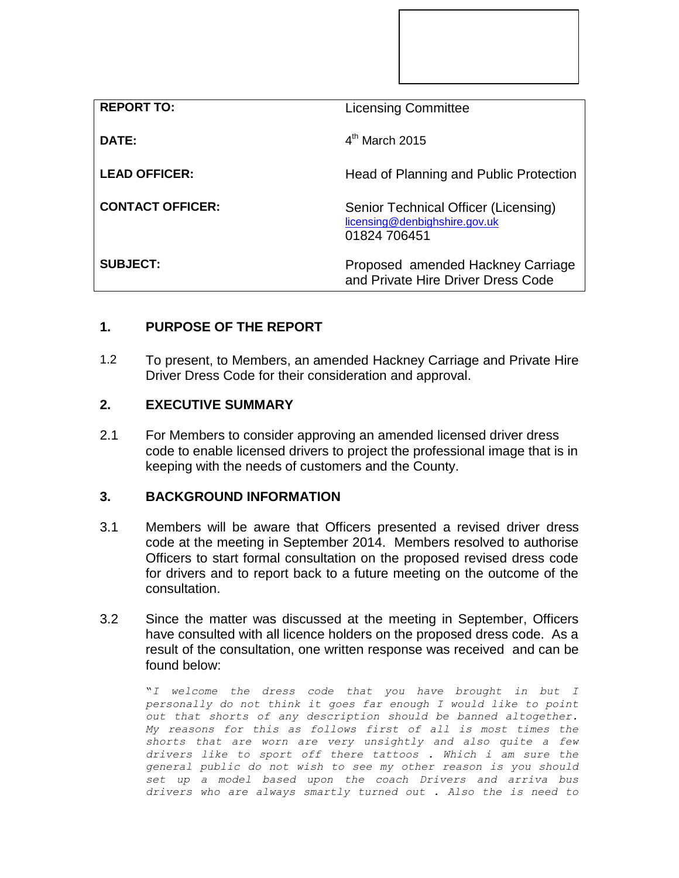| | |
|---|---|
| **REPORT TO:** | Licensing Committee |
| **DATE:** | 4th March 2015 |
| **LEAD OFFICER:** | Head of Planning and Public Protection |
| **CONTACT OFFICER:** | Senior Technical Officer (Licensing)<br>licensing@denbighshire.gov.uk<br>01824 706451 |
| **SUBJECT:** | Proposed amended Hackney Carriage and Private Hire Driver Dress Code |

## 1. PURPOSE OF THE REPORT

1.2 To present, to Members, an amended Hackney Carriage and Private Hire Driver Dress Code for their consideration and approval.

## 2. EXECUTIVE SUMMARY

2.1 For Members to consider approving an amended licensed driver dress code to enable licensed drivers to project the professional image that is in keeping with the needs of customers and the County.

## 3. BACKGROUND INFORMATION

3.1 Members will be aware that Officers presented a revised driver dress code at the meeting in September 2014. Members resolved to authorise Officers to start formal consultation on the proposed revised dress code for drivers and to report back to a future meeting on the outcome of the consultation.

3.2 Since the matter was discussed at the meeting in September, Officers have consulted with all licence holders on the proposed dress code. As a result of the consultation, one written response was received and can be found below:

> "*I welcome the dress code that you have brought in but I personally do not think it goes far enough I would like to point out that shorts of any description should be banned altogether. My reasons for this as follows first of all is most times the shorts that are worn are very unsightly and also quite a few drivers like to sport off there tattoos . Which i am sure the general public do not wish to see my other reason is you should set up a model based upon the coach Drivers and arriva bus drivers who are always smartly turned out . Also the is need to*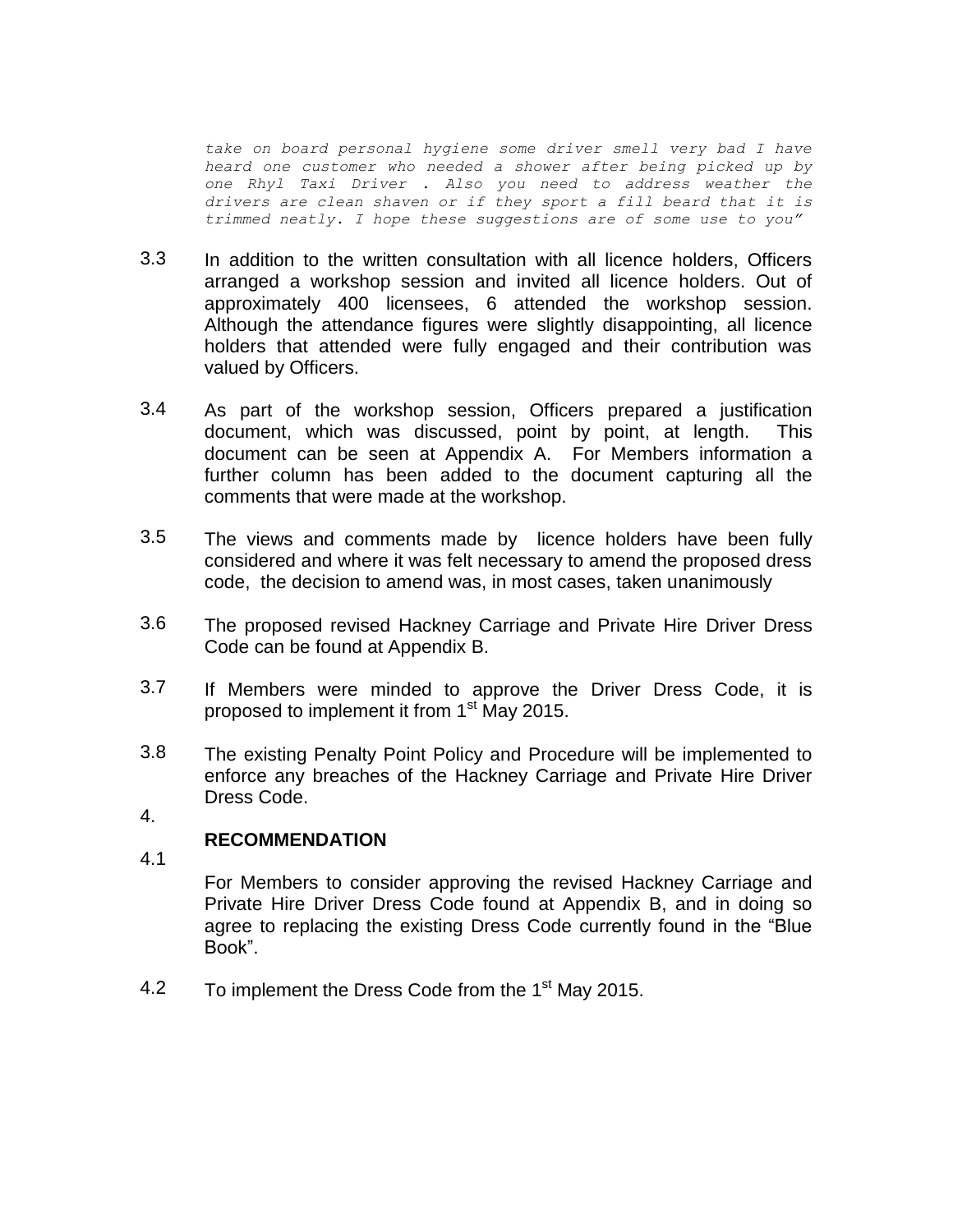*take on board personal hygiene some driver smell very bad I have heard one customer who needed a shower after being picked up by one Rhyl Taxi Driver . Also you need to address weather the drivers are clean shaven or if they sport a fill beard that it is trimmed neatly. I hope these suggestions are of some use to you"*

3.3 In addition to the written consultation with all licence holders, Officers arranged a workshop session and invited all licence holders. Out of approximately 400 licensees, 6 attended the workshop session. Although the attendance figures were slightly disappointing, all licence holders that attended were fully engaged and their contribution was valued by Officers.

3.4 As part of the workshop session, Officers prepared a justification document, which was discussed, point by point, at length. This document can be seen at Appendix A. For Members information a further column has been added to the document capturing all the comments that were made at the workshop.

3.5 The views and comments made by licence holders have been fully considered and where it was felt necessary to amend the proposed dress code, the decision to amend was, in most cases, taken unanimously

3.6 The proposed revised Hackney Carriage and Private Hire Driver Dress Code can be found at Appendix B.

3.7 If Members were minded to approve the Driver Dress Code, it is proposed to implement it from 1st May 2015.

3.8 The existing Penalty Point Policy and Procedure will be implemented to enforce any breaches of the Hackney Carriage and Private Hire Driver Dress Code.

## 4. RECOMMENDATION

4.1 For Members to consider approving the revised Hackney Carriage and Private Hire Driver Dress Code found at Appendix B, and in doing so agree to replacing the existing Dress Code currently found in the "Blue Book".

4.2 To implement the Dress Code from the 1st May 2015.